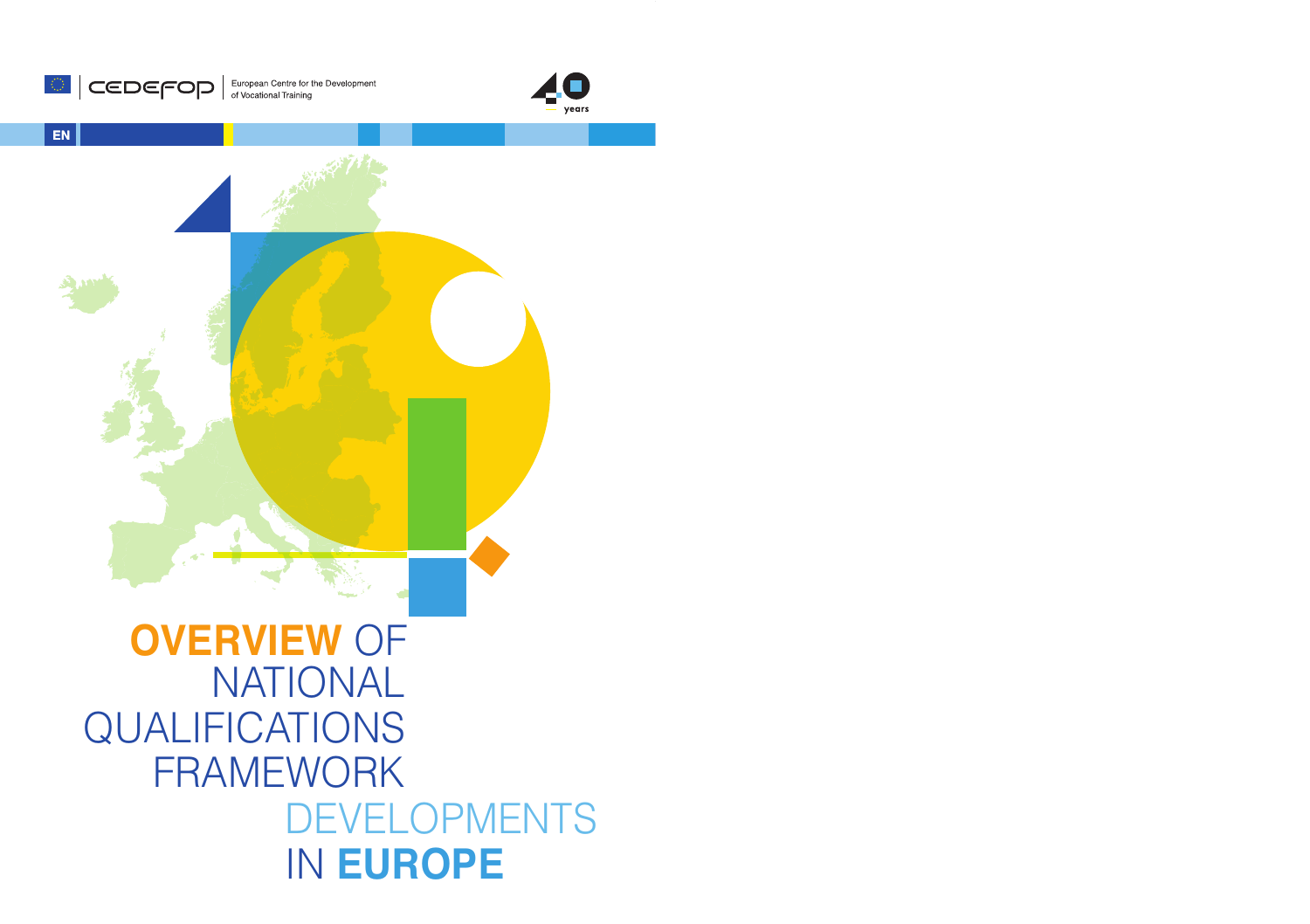CEDEFOP | European Centre for the Development of Vocational Training

40 years

EN

# OVERVIEW OF NATIONAL QUALIFICATIONS FRAMEWORK DEVELOPMENTS IN EUROPE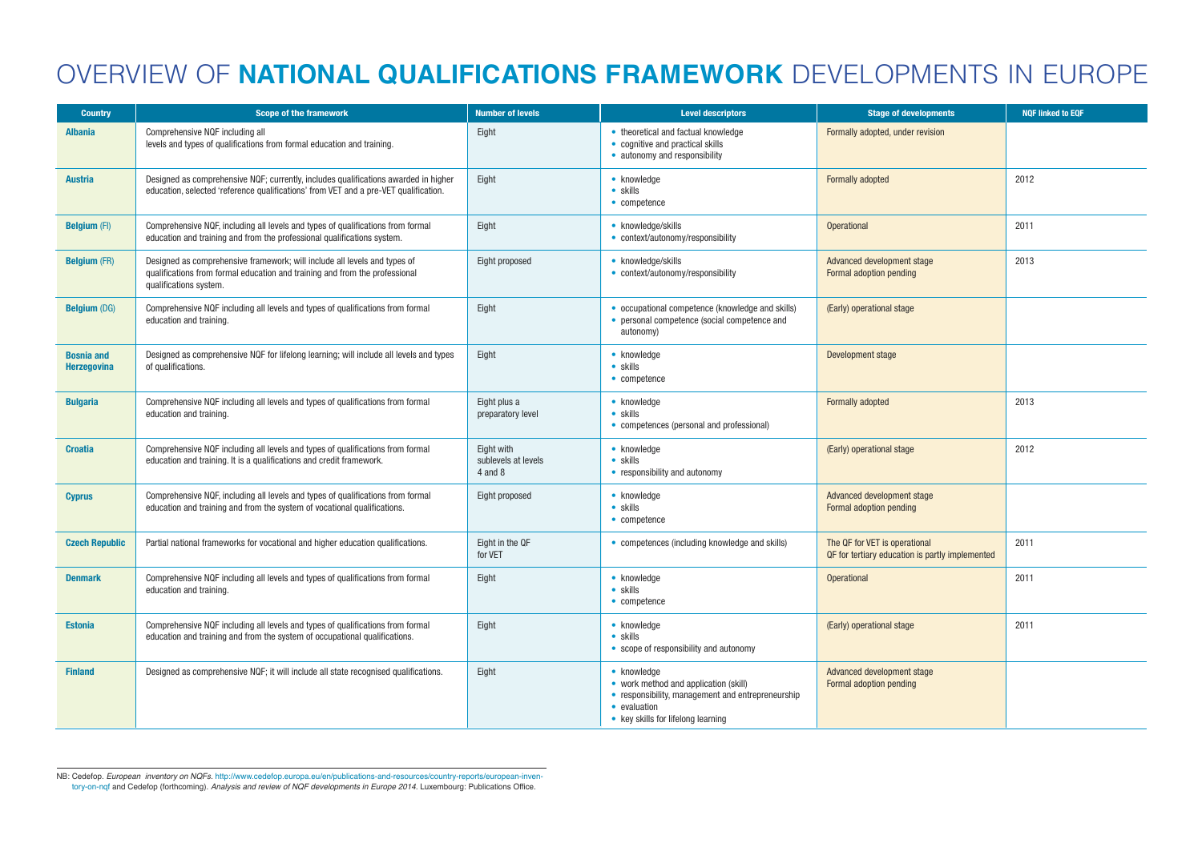# OVERVIEW OF **NATIONAL QUALIFICATIONS FRAMEWORK** DEVELOPMENTS IN EUROPE

| Country | Scope of the framework | Number of levels | Level descriptors | Stage of developments | NQF linked to EQF |
|---|---|---|---|---|---|
| **Albania** | Comprehensive NQF including all levels and types of qualifications from formal education and training. | Eight | • theoretical and factual knowledge<br>• cognitive and practical skills<br>• autonomy and responsibility | Formally adopted, under revision | |
| **Austria** | Designed as comprehensive NQF; currently, includes qualifications awarded in higher education, selected 'reference qualifications' from VET and a pre-VET qualification. | Eight | • knowledge<br>• skills<br>• competence | Formally adopted | 2012 |
| **Belgium** (Fl) | Comprehensive NQF, including all levels and types of qualifications from formal education and training and from the professional qualifications system. | Eight | • knowledge/skills<br>• context/autonomy/responsibility | Operational | 2011 |
| **Belgium** (FR) | Designed as comprehensive framework; will include all levels and types of qualifications from formal education and training and from the professional qualifications system. | Eight proposed | • knowledge/skills<br>• context/autonomy/responsibility | Advanced development stage<br>Formal adoption pending | 2013 |
| **Belgium** (DG) | Comprehensive NQF including all levels and types of qualifications from formal education and training. | Eight | • occupational competence (knowledge and skills)<br>• personal competence (social competence and autonomy) | (Early) operational stage | |
| **Bosnia and Herzegovina** | Designed as comprehensive NQF for lifelong learning; will include all levels and types of qualifications. | Eight | • knowledge<br>• skills<br>• competence | Development stage | |
| **Bulgaria** | Comprehensive NQF including all levels and types of qualifications from formal education and training. | Eight plus a preparatory level | • knowledge<br>• skills<br>• competences (personal and professional) | Formally adopted | 2013 |
| **Croatia** | Comprehensive NQF including all levels and types of qualifications from formal education and training. It is a qualifications and credit framework. | Eight with sublevels at levels 4 and 8 | • knowledge<br>• skills<br>• responsibility and autonomy | (Early) operational stage | 2012 |
| **Cyprus** | Comprehensive NQF, including all levels and types of qualifications from formal education and training and from the system of vocational qualifications. | Eight proposed | • knowledge<br>• skills<br>• competence | Advanced development stage<br>Formal adoption pending | |
| **Czech Republic** | Partial national frameworks for vocational and higher education qualifications. | Eight in the QF for VET | • competences (including knowledge and skills) | The QF for VET is operational<br>QF for tertiary education is partly implemented | 2011 |
| **Denmark** | Comprehensive NQF including all levels and types of qualifications from formal education and training. | Eight | • knowledge<br>• skills<br>• competence | Operational | 2011 |
| **Estonia** | Comprehensive NQF including all levels and types of qualifications from formal education and training and from the system of occupational qualifications. | Eight | • knowledge<br>• skills<br>• scope of responsibility and autonomy | (Early) operational stage | 2011 |
| **Finland** | Designed as comprehensive NQF; it will include all state recognised qualifications. | Eight | • knowledge<br>• work method and application (skill)<br>• responsibility, management and entrepreneurship<br>• evaluation<br>• key skills for lifelong learning | Advanced development stage<br>Formal adoption pending | |

NB: Cedefop. *European inventory on NQFs*. http://www.cedefop.europa.eu/en/publications-and-resources/country-reports/european-inventory-on-nqf and Cedefop (forthcoming). *Analysis and review of NQF developments in Europe 2014*. Luxembourg: Publications Office.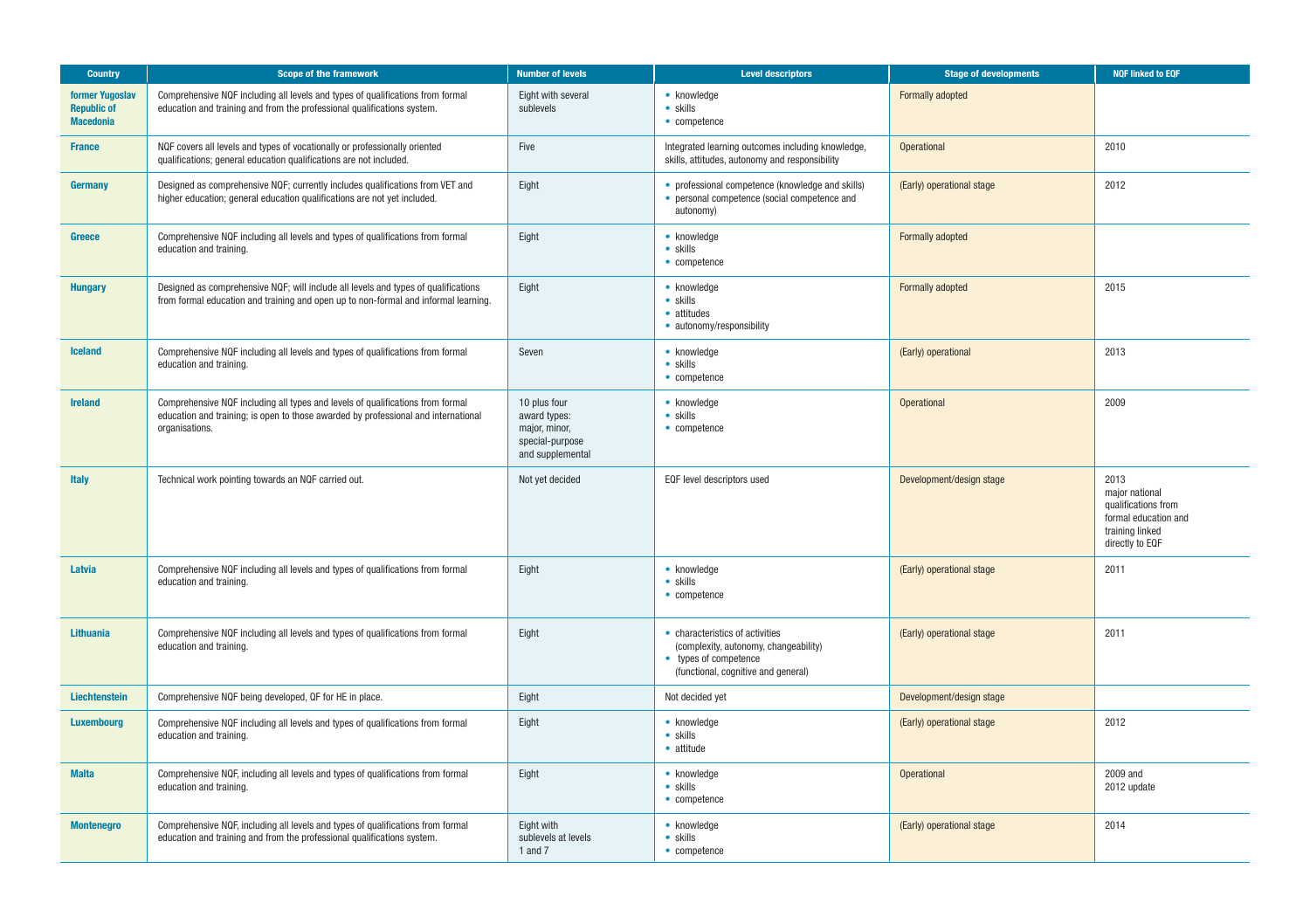| Country | Scope of the framework | Number of levels | Level descriptors | Stage of developments | NQF linked to EQF |
|---|---|---|---|---|---|
| former Yugoslav Republic of Macedonia | Comprehensive NQF including all levels and types of qualifications from formal education and training and from the professional qualifications system. | Eight with several sublevels | • knowledge<br>• skills<br>• competence | Formally adopted | |
| France | NQF covers all levels and types of vocationally or professionally oriented qualifications; general education qualifications are not included. | Five | Integrated learning outcomes including knowledge, skills, attitudes, autonomy and responsibility | Operational | 2010 |
| Germany | Designed as comprehensive NQF; currently includes qualifications from VET and higher education; general education qualifications are not yet included. | Eight | • professional competence (knowledge and skills)<br>• personal competence (social competence and autonomy) | (Early) operational stage | 2012 |
| Greece | Comprehensive NQF including all levels and types of qualifications from formal education and training. | Eight | • knowledge<br>• skills<br>• competence | Formally adopted | |
| Hungary | Designed as comprehensive NQF; will include all levels and types of qualifications from formal education and training and open up to non-formal and informal learning. | Eight | • knowledge<br>• skills<br>• attitudes<br>• autonomy/responsibility | Formally adopted | 2015 |
| Iceland | Comprehensive NQF including all levels and types of qualifications from formal education and training. | Seven | • knowledge<br>• skills<br>• competence | (Early) operational | 2013 |
| Ireland | Comprehensive NQF including all types and levels of qualifications from formal education and training; is open to those awarded by professional and international organisations. | 10 plus four award types: major, minor, special-purpose and supplemental | • knowledge<br>• skills<br>• competence | Operational | 2009 |
| Italy | Technical work pointing towards an NQF carried out. | Not yet decided | EQF level descriptors used | Development/design stage | 2013<br>major national qualifications from formal education and training linked directly to EQF |
| Latvia | Comprehensive NQF including all levels and types of qualifications from formal education and training. | Eight | • knowledge<br>• skills<br>• competence | (Early) operational stage | 2011 |
| Lithuania | Comprehensive NQF including all levels and types of qualifications from formal education and training. | Eight | • characteristics of activities (complexity, autonomy, changeability)<br>• types of competence (functional, cognitive and general) | (Early) operational stage | 2011 |
| Liechtenstein | Comprehensive NQF being developed, QF for HE in place. | Eight | Not decided yet | Development/design stage | |
| Luxembourg | Comprehensive NQF including all levels and types of qualifications from formal education and training. | Eight | • knowledge<br>• skills<br>• attitude | (Early) operational stage | 2012 |
| Malta | Comprehensive NQF, including all levels and types of qualifications from formal education and training. | Eight | • knowledge<br>• skills<br>• competence | Operational | 2009 and 2012 update |
| Montenegro | Comprehensive NQF, including all levels and types of qualifications from formal education and training and from the professional qualifications system. | Eight with sublevels at levels 1 and 7 | • knowledge<br>• skills<br>• competence | (Early) operational stage | 2014 |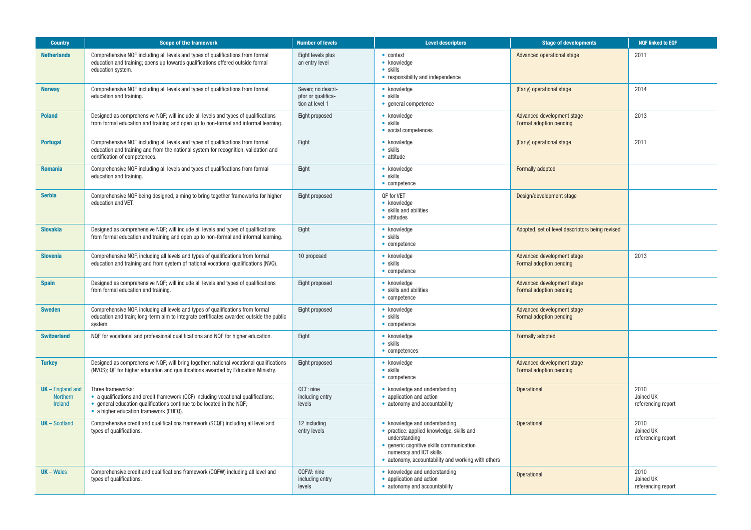| Country | Scope of the framework | Number of levels | Level descriptors | Stage of developments | NQF linked to EQF |
|---|---|---|---|---|---|
| **Netherlands** | Comprehensive NQF including all levels and types of qualifications from formal education and training; opens up towards qualifications offered outside formal education system. | Eight levels plus an entry level | • context<br>• knowledge<br>• skills<br>• responsibility and independence | Advanced operational stage | 2011 |
| **Norway** | Comprehensive NQF including all levels and types of qualifications from formal education and training. | Seven; no descriptor or qualification at level 1 | • knowledge<br>• skills<br>• general competence | (Early) operational stage | 2014 |
| **Poland** | Designed as comprehensive NQF; will include all levels and types of qualifications from formal education and training and open up to non-formal and informal learning. | Eight proposed | • knowledge<br>• skills<br>• social competences | Advanced development stage<br>Formal adoption pending | 2013 |
| **Portugal** | Comprehensive NQF including all levels and types of qualifications from formal education and training and from the national system for recognition, validation and certification of competences. | Eight | • knowledge<br>• skills<br>• attitude | (Early) operational stage | 2011 |
| **Romania** | Comprehensive NQF including all levels and types of qualifications from formal education and training. | Eight | • knowledge<br>• skills<br>• competence | Formally adopted | |
| **Serbia** | Comprehensive NQF being designed, aiming to bring together frameworks for higher education and VET. | Eight proposed | QF for VET<br>• knowledge<br>• skills and abilities<br>• attitudes | Design/development stage | |
| **Slovakia** | Designed as comprehensive NQF; will include all levels and types of qualifications from formal education and training and open up to non-formal and informal learning. | Eight | • knowledge<br>• skills<br>• competence | Adopted, set of level descriptors being revised | |
| **Slovenia** | Comprehensive NQF, including all levels and types of qualifications from formal education and training and from system of national vocational qualifications (NVQ). | 10 proposed | • knowledge<br>• skills<br>• competence | Advanced development stage<br>Formal adoption pending | 2013 |
| **Spain** | Designed as comprehensive NQF; will include all levels and types of qualifications from formal education and training. | Eight proposed | • knowledge<br>• skills and abilities<br>• competence | Advanced development stage<br>Formal adoption pending | |
| **Sweden** | Comprehensive NQF, including all levels and types of qualifications from formal education and train; long-term aim to integrate certificates awarded outside the public system. | Eight proposed | • knowledge<br>• skills<br>• competence | Advanced development stage<br>Formal adoption pending | |
| **Switzerland** | NQF for vocational and professional qualifications and NQF for higher education. | Eight | • knowledge<br>• skills<br>• competences | Formally adopted | |
| **Turkey** | Designed as comprehensive NQF; will bring together: national vocational qualifications (NVQS); QF for higher education and qualifications awarded by Education Ministry. | Eight proposed | • knowledge<br>• skills<br>• competence | Advanced development stage<br>Formal adoption pending | |
| **UK** – England and Northern Ireland | Three frameworks:<br>• a qualifications and credit framework (QCF) including vocational qualifications;<br>• general education qualifications continue to be located in the NQF;<br>• a higher education framework (FHEQ). | QCF: nine including entry levels | • knowledge and understanding<br>• application and action<br>• autonomy and accountability | Operational | 2010<br>Joined UK referencing report |
| **UK** – Scotland | Comprehensive credit and qualifications framework (SCQF) including all level and types of qualifications. | 12 including entry levels | • knowledge and understanding<br>• practice: applied knowledge, skills and understanding<br>• generic cognitive skills communication numeracy and ICT skills<br>• autonomy, accountability and working with others | Operational | 2010<br>Joined UK referencing report |
| **UK** – Wales | Comprehensive credit and qualifications framework (CQFW) including all level and types of qualifications. | CQFW: nine including entry levels | • knowledge and understanding<br>• application and action<br>• autonomy and accountability | Operational | 2010<br>Joined UK referencing report |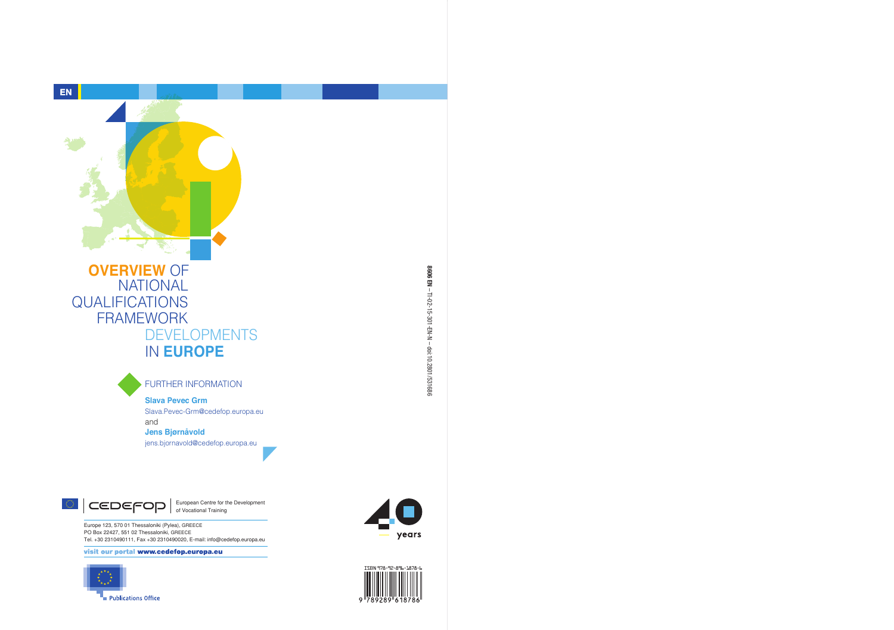EN

# OVERVIEW OF NATIONAL QUALIFICATIONS FRAMEWORK DEVELOPMENTS IN EUROPE

FURTHER INFORMATION

**Slava Pevec Grm**
Slava.Pevec-Grm@cedefop.europa.eu
and
**Jens Bjørnåvold**
jens.bjornavold@cedefop.europa.eu

**8606 EN** – TI-02-15-301-EN-N – doi:10.2801/531686

CEDEFOP European Centre for the Development of Vocational Training

Europe 123, 570 01 Thessaloniki (Pylea), GREECE
PO Box 22427, 551 02 Thessaloniki, GREECE
Tel. +30 2310490111, Fax +30 2310490020, E-mail: info@cedefop.europa.eu

**visit our portal www.cedefop.europa.eu**

Publications Office

40 years

ISBN 978-92-896-1878-6

9 789289 618786